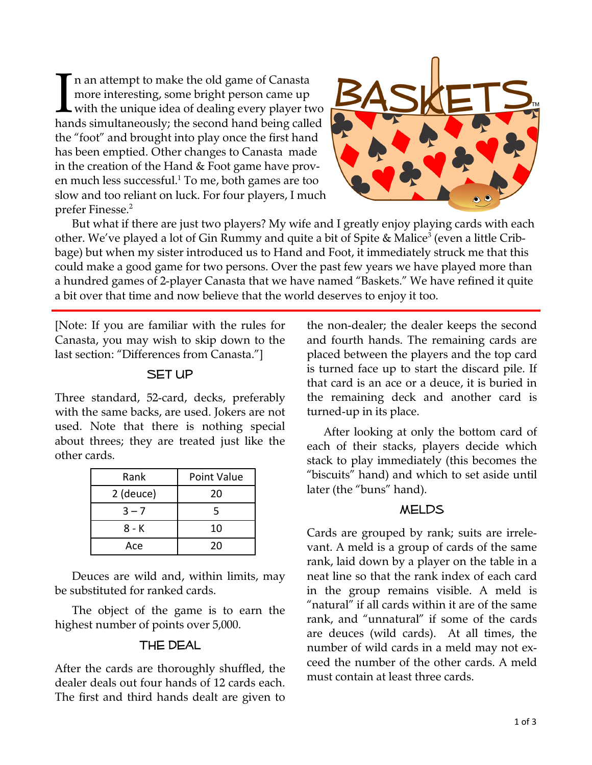# BASKETS™

In an attempt to make the old game of Canasta more interesting, some bright person came up with the unique idea of dealing every player two hands simultaneously; the second hand being called the "foot" and brought into play once the first hand has been emptied. Other changes to Canasta made in the creation of the Hand & Foot game have proven much less successful.[1] To me, both games are too slow and too reliant on luck. For four players, I much prefer Finesse.[2]

But what if there are just two players? My wife and I greatly enjoy playing cards with each other. We've played a lot of Gin Rummy and quite a bit of Spite & Malice[3] (even a little Cribbage) but when my sister introduced us to Hand and Foot, it immediately struck me that this could make a good game for two persons. Over the past few years we have played more than a hundred games of 2-player Canasta that we have named "Baskets." We have refined it quite a bit over that time and now believe that the world deserves to enjoy it too.

---

[Note: If you are familiar with the rules for Canasta, you may wish to skip down to the last section: "Differences from Canasta."]

## Set Up

Three standard, 52-card, decks, preferably with the same backs, are used. Jokers are not used. Note that there is nothing special about threes; they are treated just like the other cards.

| Rank | Point Value |
|---|---|
| 2 (deuce) | 20 |
| 3 – 7 | 5 |
| 8 - K | 10 |
| Ace | 20 |

Deuces are wild and, within limits, may be substituted for ranked cards.

The object of the game is to earn the highest number of points over 5,000.

## The Deal

After the cards are thoroughly shuffled, the dealer deals out four hands of 12 cards each. The first and third hands dealt are given to the non-dealer; the dealer keeps the second and fourth hands. The remaining cards are placed between the players and the top card is turned face up to start the discard pile. If that card is an ace or a deuce, it is buried in the remaining deck and another card is turned-up in its place.

After looking at only the bottom card of each of their stacks, players decide which stack to play immediately (this becomes the "biscuits" hand) and which to set aside until later (the "buns" hand).

## Melds

Cards are grouped by rank; suits are irrelevant. A meld is a group of cards of the same rank, laid down by a player on the table in a neat line so that the rank index of each card in the group remains visible. A meld is "natural" if all cards within it are of the same rank, and "unnatural" if some of the cards are deuces (wild cards). At all times, the number of wild cards in a meld may not exceed the number of the other cards. A meld must contain at least three cards.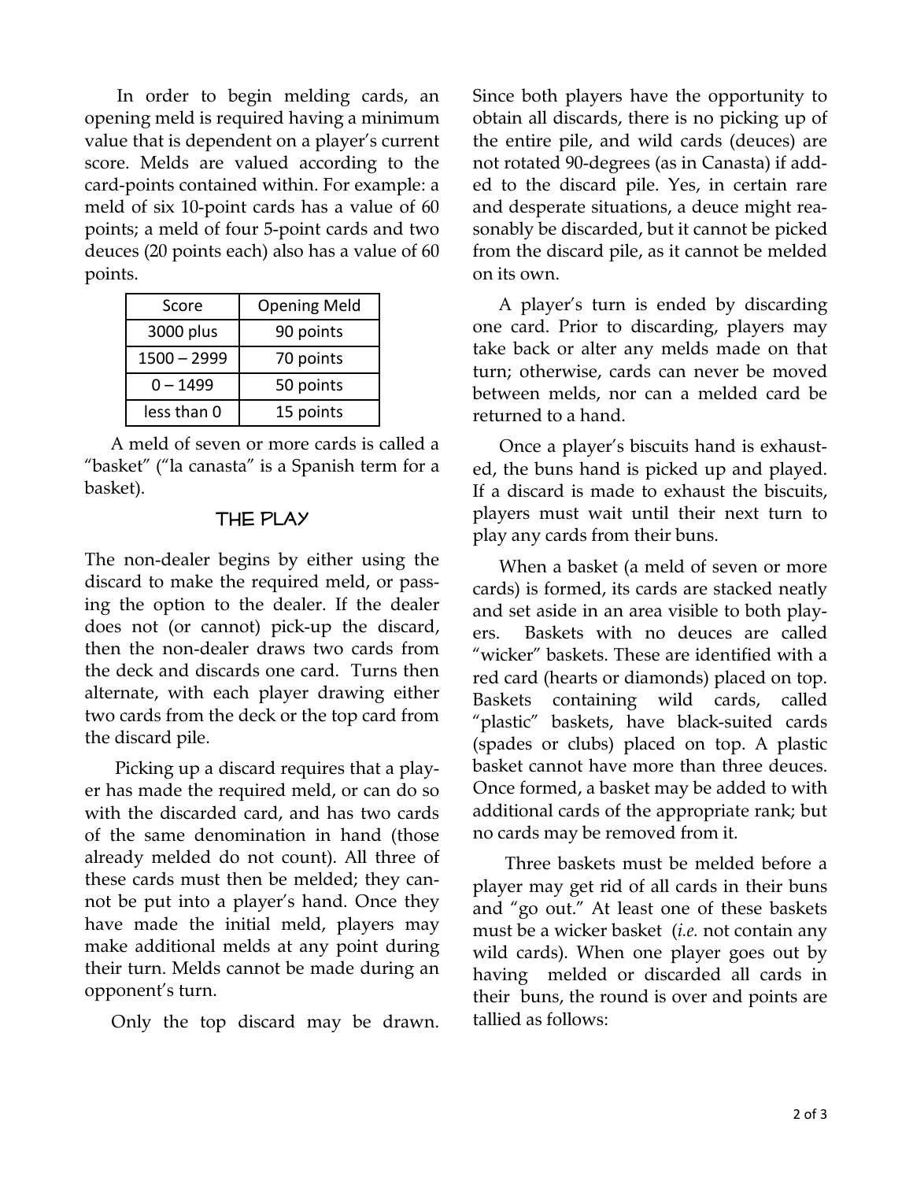In order to begin melding cards, an opening meld is required having a minimum value that is dependent on a player's current score. Melds are valued according to the card-points contained within. For example: a meld of six 10-point cards has a value of 60 points; a meld of four 5-point cards and two deuces (20 points each) also has a value of 60 points.

| Score | Opening Meld |
|---|---|
| 3000 plus | 90 points |
| 1500 – 2999 | 70 points |
| 0 – 1499 | 50 points |
| less than 0 | 15 points |

A meld of seven or more cards is called a "basket" ("la canasta" is a Spanish term for a basket).

## The Play

The non-dealer begins by either using the discard to make the required meld, or passing the option to the dealer. If the dealer does not (or cannot) pick-up the discard, then the non-dealer draws two cards from the deck and discards one card. Turns then alternate, with each player drawing either two cards from the deck or the top card from the discard pile.

Picking up a discard requires that a player has made the required meld, or can do so with the discarded card, and has two cards of the same denomination in hand (those already melded do not count). All three of these cards must then be melded; they cannot be put into a player's hand. Once they have made the initial meld, players may make additional melds at any point during their turn. Melds cannot be made during an opponent's turn.

Only the top discard may be drawn. Since both players have the opportunity to obtain all discards, there is no picking up of the entire pile, and wild cards (deuces) are not rotated 90-degrees (as in Canasta) if added to the discard pile. Yes, in certain rare and desperate situations, a deuce might reasonably be discarded, but it cannot be picked from the discard pile, as it cannot be melded on its own.

A player's turn is ended by discarding one card. Prior to discarding, players may take back or alter any melds made on that turn; otherwise, cards can never be moved between melds, nor can a melded card be returned to a hand.

Once a player's biscuits hand is exhausted, the buns hand is picked up and played. If a discard is made to exhaust the biscuits, players must wait until their next turn to play any cards from their buns.

When a basket (a meld of seven or more cards) is formed, its cards are stacked neatly and set aside in an area visible to both players. Baskets with no deuces are called "wicker" baskets. These are identified with a red card (hearts or diamonds) placed on top. Baskets containing wild cards, called "plastic" baskets, have black-suited cards (spades or clubs) placed on top. A plastic basket cannot have more than three deuces. Once formed, a basket may be added to with additional cards of the appropriate rank; but no cards may be removed from it.

Three baskets must be melded before a player may get rid of all cards in their buns and "go out." At least one of these baskets must be a wicker basket (*i.e.* not contain any wild cards). When one player goes out by having melded or discarded all cards in their buns, the round is over and points are tallied as follows: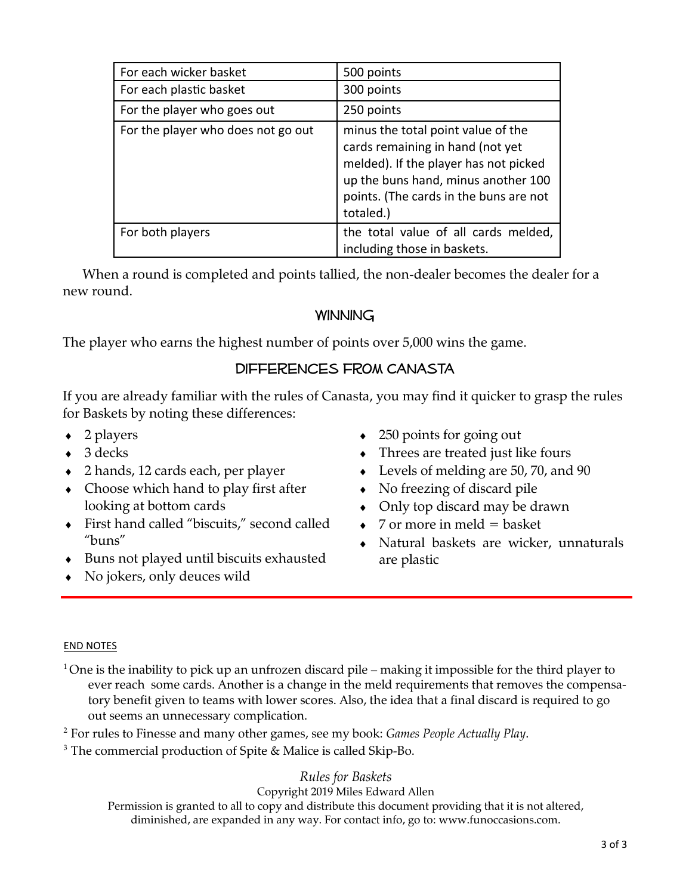| | |
|---|---|
| For each wicker basket | 500 points |
| For each plastic basket | 300 points |
| For the player who goes out | 250 points |
| For the player who does not go out | minus the total point value of the cards remaining in hand (not yet melded). If the player has not picked up the buns hand, minus another 100 points. (The cards in the buns are not totaled.) |
| For both players | the total value of all cards melded, including those in baskets. |

When a round is completed and points tallied, the non-dealer becomes the dealer for a new round.

## WINNING

The player who earns the highest number of points over 5,000 wins the game.

## DIFFERENCES FROM CANASTA

If you are already familiar with the rules of Canasta, you may find it quicker to grasp the rules for Baskets by noting these differences:

- 2 players
- 3 decks
- 2 hands, 12 cards each, per player
- Choose which hand to play first after looking at bottom cards
- First hand called "biscuits," second called "buns"
- Buns not played until biscuits exhausted
- No jokers, only deuces wild
- 250 points for going out
- Threes are treated just like fours
- Levels of melding are 50, 70, and 90
- No freezing of discard pile
- Only top discard may be drawn
- 7 or more in meld = basket
- Natural baskets are wicker, unnaturals are plastic

---

END NOTES

[1] One is the inability to pick up an unfrozen discard pile – making it impossible for the third player to ever reach some cards. Another is a change in the meld requirements that removes the compensatory benefit given to teams with lower scores. Also, the idea that a final discard is required to go out seems an unnecessary complication.

[2] For rules to Finesse and many other games, see my book: *Games People Actually Play*.

[3] The commercial production of Spite & Malice is called Skip-Bo.

*Rules for Baskets*
Copyright 2019 Miles Edward Allen
Permission is granted to all to copy and distribute this document providing that it is not altered, diminished, are expanded in any way. For contact info, go to: www.funoccasions.com.